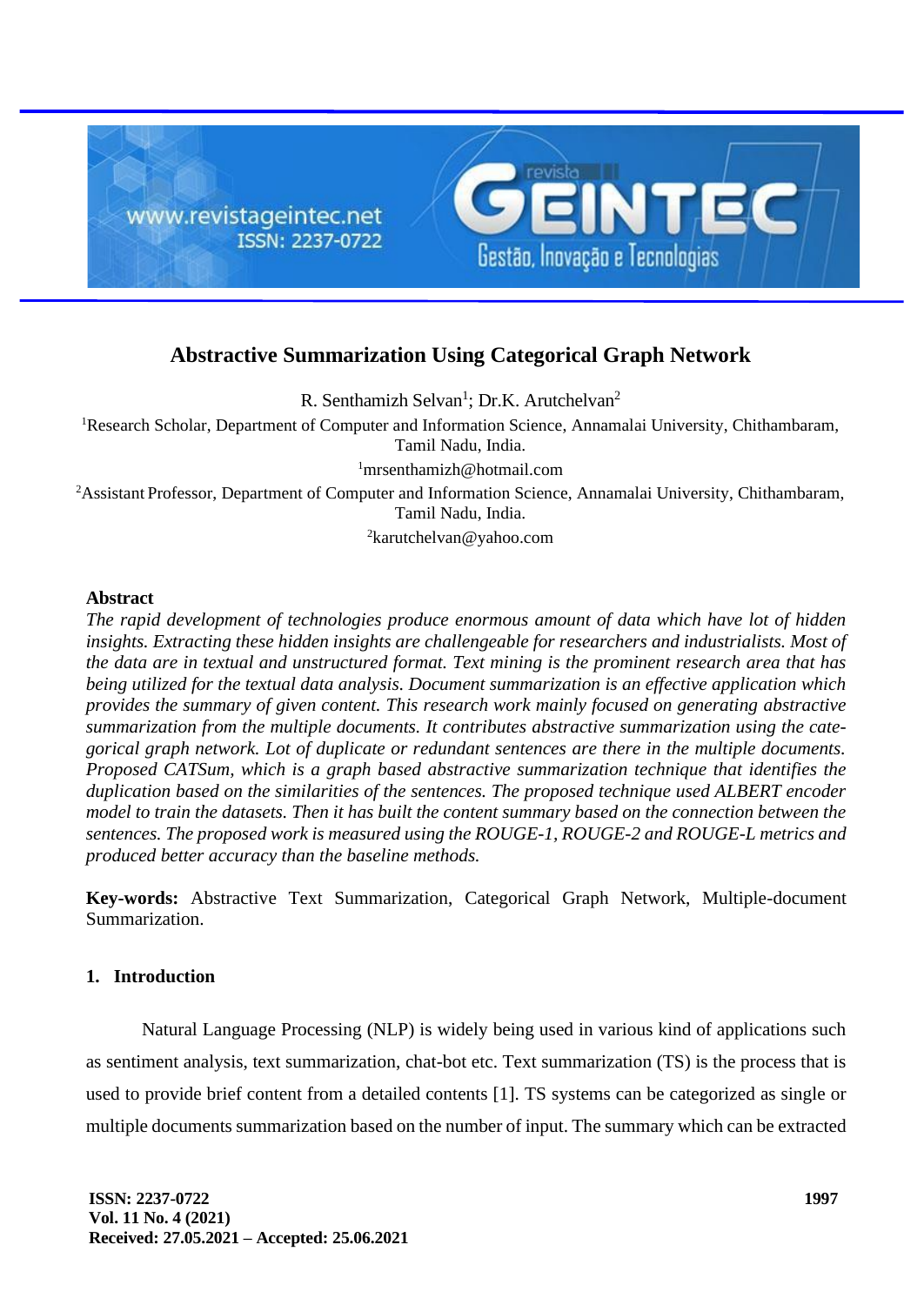# Abstractive Summarization Using Categorical Graph Network

R. Senthamizh Selvan[1]; Dr.K. Arutchelvan[2]

[1]Research Scholar, Department of Computer and Information Science, Annamalai University, Chithambaram, Tamil Nadu, India.

[1]mrsenthamizh@hotmail.com

[2]Assistant Professor, Department of Computer and Information Science, Annamalai University, Chithambaram, Tamil Nadu, India.

[2]karutchelvan@yahoo.com

## Abstract

*The rapid development of technologies produce enormous amount of data which have lot of hidden insights. Extracting these hidden insights are challengeable for researchers and industrialists. Most of the data are in textual and unstructured format. Text mining is the prominent research area that has being utilized for the textual data analysis. Document summarization is an effective application which provides the summary of given content. This research work mainly focused on generating abstractive summarization from the multiple documents. It contributes abstractive summarization using the categorical graph network. Lot of duplicate or redundant sentences are there in the multiple documents. Proposed CATSum, which is a graph based abstractive summarization technique that identifies the duplication based on the similarities of the sentences. The proposed technique used ALBERT encoder model to train the datasets. Then it has built the content summary based on the connection between the sentences. The proposed work is measured using the ROUGE-1, ROUGE-2 and ROUGE-L metrics and produced better accuracy than the baseline methods.*

**Key-words:** Abstractive Text Summarization, Categorical Graph Network, Multiple-document Summarization.

## 1. Introduction

Natural Language Processing (NLP) is widely being used in various kind of applications such as sentiment analysis, text summarization, chat-bot etc. Text summarization (TS) is the process that is used to provide brief content from a detailed contents [1]. TS systems can be categorized as single or multiple documents summarization based on the number of input. The summary which can be extracted

**Received: 27.05.2021 – Accepted: 25.06.2021**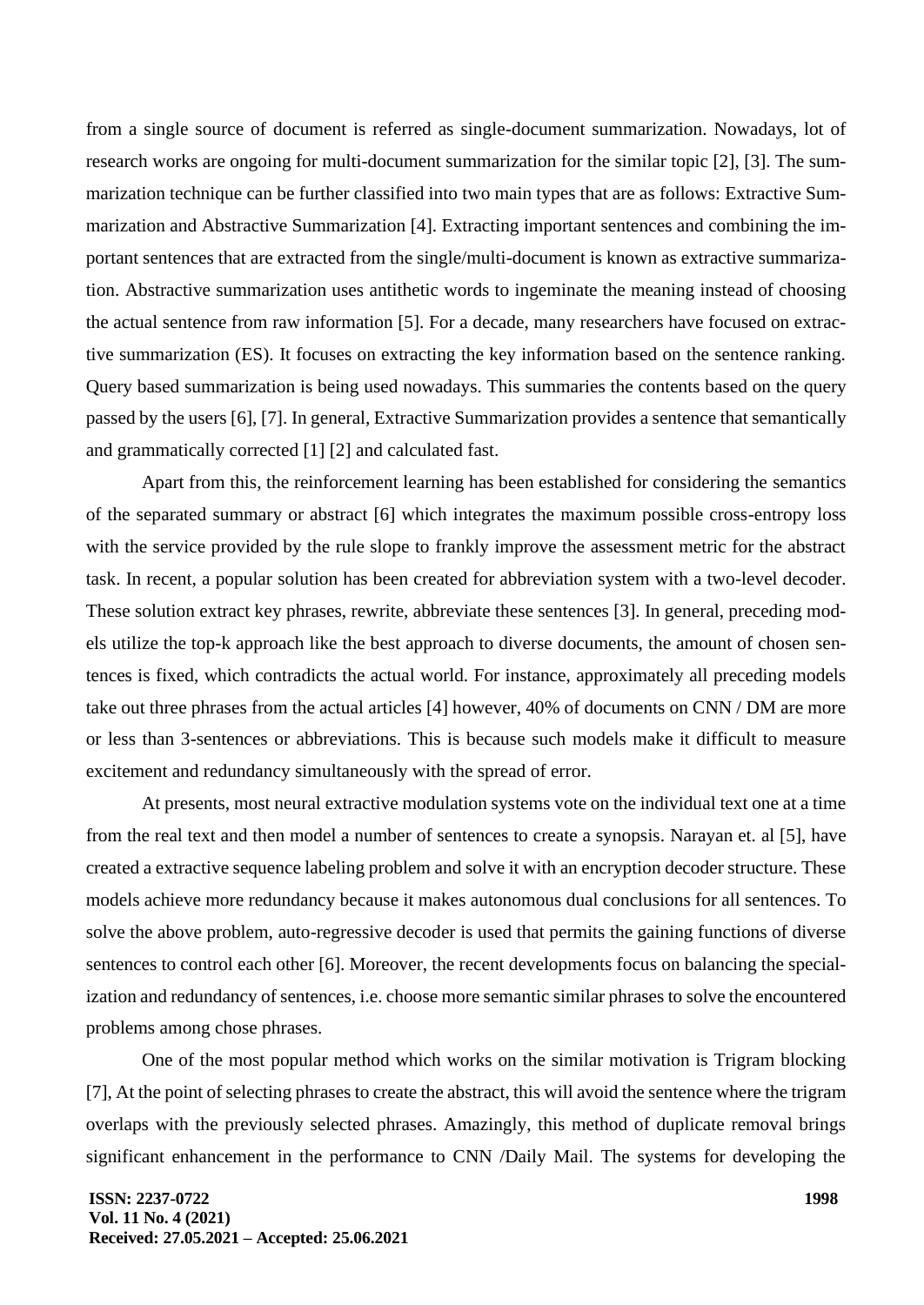from a single source of document is referred as single-document summarization. Nowadays, lot of research works are ongoing for multi-document summarization for the similar topic [2], [3]. The summarization technique can be further classified into two main types that are as follows: Extractive Summarization and Abstractive Summarization [4]. Extracting important sentences and combining the important sentences that are extracted from the single/multi-document is known as extractive summarization. Abstractive summarization uses antithetic words to ingeminate the meaning instead of choosing the actual sentence from raw information [5]. For a decade, many researchers have focused on extractive summarization (ES). It focuses on extracting the key information based on the sentence ranking. Query based summarization is being used nowadays. This summaries the contents based on the query passed by the users [6], [7]. In general, Extractive Summarization provides a sentence that semantically and grammatically corrected [1] [2] and calculated fast.

Apart from this, the reinforcement learning has been established for considering the semantics of the separated summary or abstract [6] which integrates the maximum possible cross-entropy loss with the service provided by the rule slope to frankly improve the assessment metric for the abstract task. In recent, a popular solution has been created for abbreviation system with a two-level decoder. These solution extract key phrases, rewrite, abbreviate these sentences [3]. In general, preceding models utilize the top-k approach like the best approach to diverse documents, the amount of chosen sentences is fixed, which contradicts the actual world. For instance, approximately all preceding models take out three phrases from the actual articles [4] however, 40% of documents on CNN / DM are more or less than 3-sentences or abbreviations. This is because such models make it difficult to measure excitement and redundancy simultaneously with the spread of error.

At presents, most neural extractive modulation systems vote on the individual text one at a time from the real text and then model a number of sentences to create a synopsis. Narayan et. al [5], have created a extractive sequence labeling problem and solve it with an encryption decoder structure. These models achieve more redundancy because it makes autonomous dual conclusions for all sentences. To solve the above problem, auto-regressive decoder is used that permits the gaining functions of diverse sentences to control each other [6]. Moreover, the recent developments focus on balancing the specialization and redundancy of sentences, i.e. choose more semantic similar phrases to solve the encountered problems among chose phrases.

One of the most popular method which works on the similar motivation is Trigram blocking [7], At the point of selecting phrases to create the abstract, this will avoid the sentence where the trigram overlaps with the previously selected phrases. Amazingly, this method of duplicate removal brings significant enhancement in the performance to CNN /Daily Mail. The systems for developing the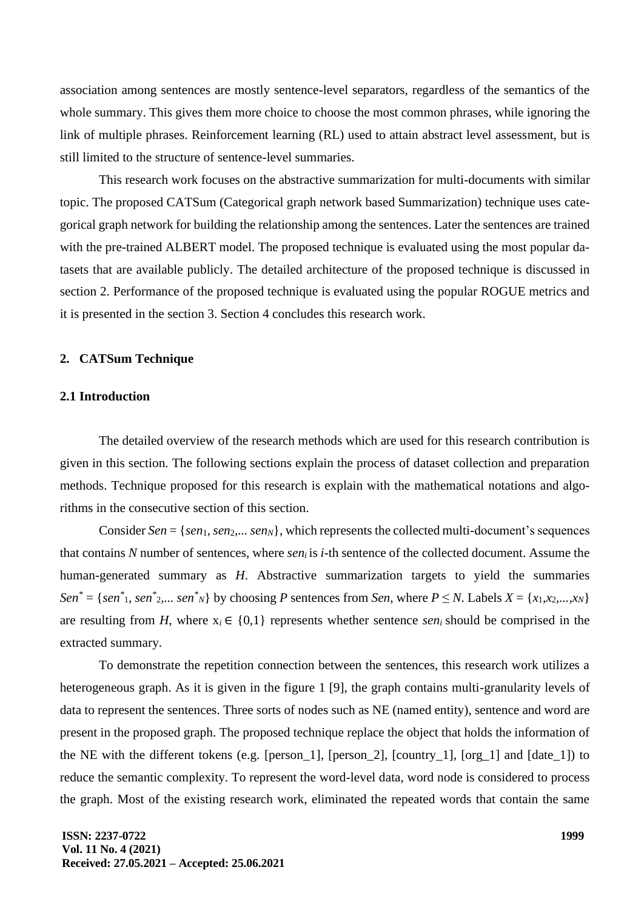association among sentences are mostly sentence-level separators, regardless of the semantics of the whole summary. This gives them more choice to choose the most common phrases, while ignoring the link of multiple phrases. Reinforcement learning (RL) used to attain abstract level assessment, but is still limited to the structure of sentence-level summaries.

This research work focuses on the abstractive summarization for multi-documents with similar topic. The proposed CATSum (Categorical graph network based Summarization) technique uses categorical graph network for building the relationship among the sentences. Later the sentences are trained with the pre-trained ALBERT model. The proposed technique is evaluated using the most popular datasets that are available publicly. The detailed architecture of the proposed technique is discussed in section 2. Performance of the proposed technique is evaluated using the popular ROGUE metrics and it is presented in the section 3. Section 4 concludes this research work.

## 2. CATSum Technique

### 2.1 Introduction

The detailed overview of the research methods which are used for this research contribution is given in this section. The following sections explain the process of dataset collection and preparation methods. Technique proposed for this research is explain with the mathematical notations and algorithms in the consecutive section of this section.

Consider $Sen = \{sen_1, sen_2, ... sen_N\}$, which represents the collected multi-document's sequences that contains $N$ number of sentences, where $sen_i$ is $i$-th sentence of the collected document. Assume the human-generated summary as $H$. Abstractive summarization targets to yield the summaries $Sen^* = \{sen^*_1, sen^*_2, ... sen^*_N\}$ by choosing $P$ sentences from $Sen$, where $P \leq N$. Labels $X = \{x_1, x_2, ..., x_N\}$ are resulting from $H$, where $x_i \in \{0,1\}$ represents whether sentence $sen_i$ should be comprised in the extracted summary.

To demonstrate the repetition connection between the sentences, this research work utilizes a heterogeneous graph. As it is given in the figure 1 [9], the graph contains multi-granularity levels of data to represent the sentences. Three sorts of nodes such as NE (named entity), sentence and word are present in the proposed graph. The proposed technique replace the object that holds the information of the NE with the different tokens (e.g. [person_1], [person_2], [country_1], [org_1] and [date_1]) to reduce the semantic complexity. To represent the word-level data, word node is considered to process the graph. Most of the existing research work, eliminated the repeated words that contain the same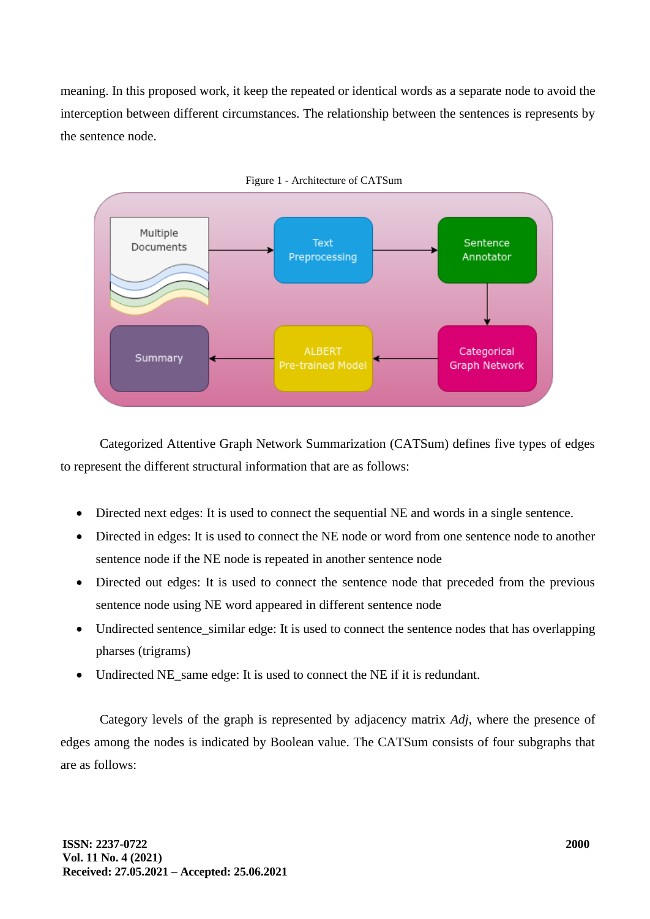meaning. In this proposed work, it keep the repeated or identical words as a separate node to avoid the interception between different circumstances. The relationship between the sentences is represents by the sentence node.

Figure 1 - Architecture of CATSum

Categorized Attentive Graph Network Summarization (CATSum) defines five types of edges to represent the different structural information that are as follows:

- Directed next edges: It is used to connect the sequential NE and words in a single sentence.
- Directed in edges: It is used to connect the NE node or word from one sentence node to another sentence node if the NE node is repeated in another sentence node
- Directed out edges: It is used to connect the sentence node that preceded from the previous sentence node using NE word appeared in different sentence node
- Undirected sentence_similar edge: It is used to connect the sentence nodes that has overlapping pharses (trigrams)
- Undirected NE_same edge: It is used to connect the NE if it is redundant.

Category levels of the graph is represented by adjacency matrix *Adj*, where the presence of edges among the nodes is indicated by Boolean value. The CATSum consists of four subgraphs that are as follows: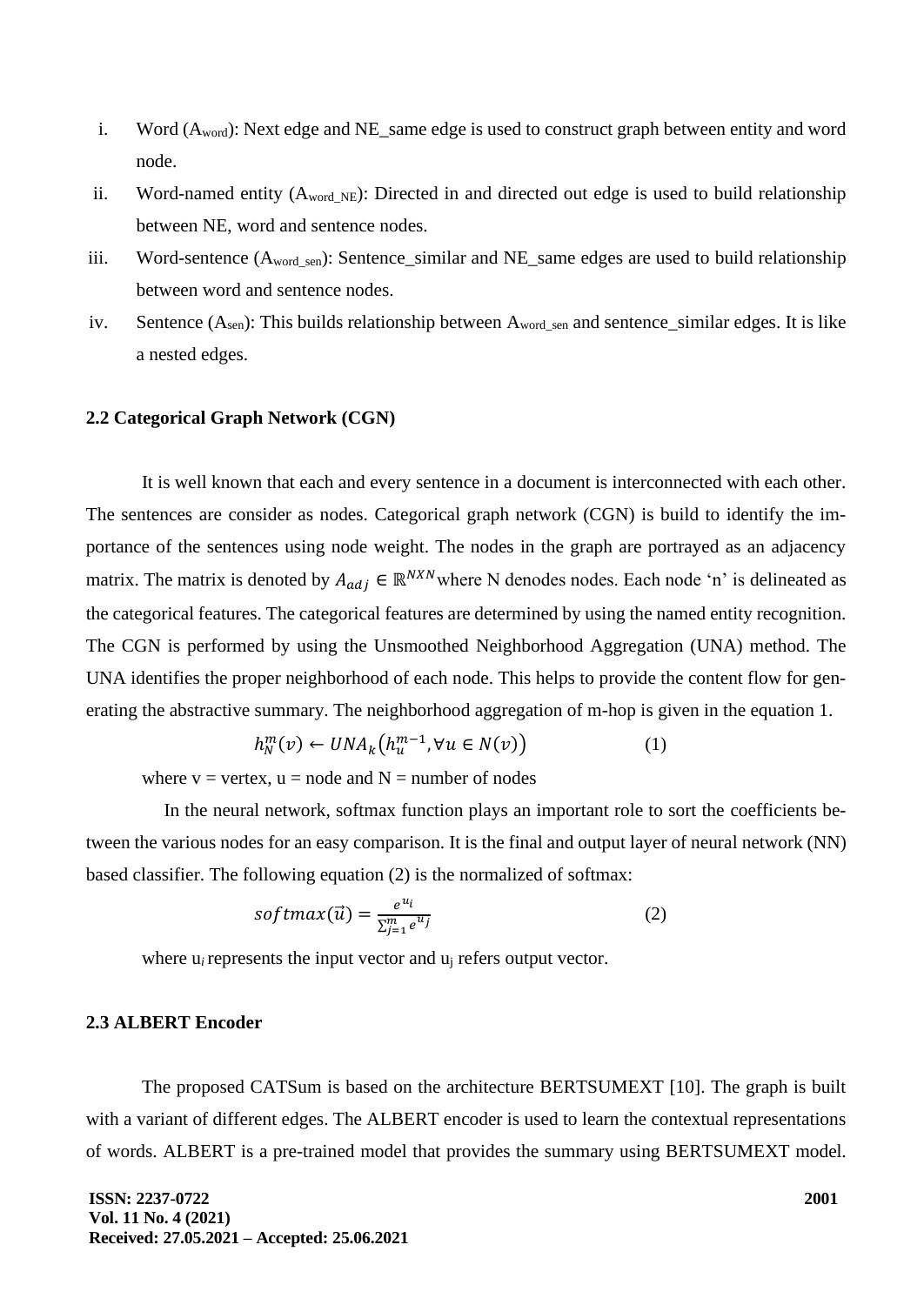i. Word ($A_{word}$): Next edge and NE_same edge is used to construct graph between entity and word node.
ii. Word-named entity ($A_{word\_NE}$): Directed in and directed out edge is used to build relationship between NE, word and sentence nodes.
iii. Word-sentence ($A_{word\_sen}$): Sentence_similar and NE_same edges are used to build relationship between word and sentence nodes.
iv. Sentence ($A_{sen}$): This builds relationship between $A_{word\_sen}$ and sentence_similar edges. It is like a nested edges.

### 2.2 Categorical Graph Network (CGN)

It is well known that each and every sentence in a document is interconnected with each other. The sentences are consider as nodes. Categorical graph network (CGN) is build to identify the importance of the sentences using node weight. The nodes in the graph are portrayed as an adjacency matrix. The matrix is denoted by $A_{adj} \in \mathbb{R}^{NXN}$ where N denodes nodes. Each node 'n' is delineated as the categorical features. The categorical features are determined by using the named entity recognition. The CGN is performed by using the Unsmoothed Neighborhood Aggregation (UNA) method. The UNA identifies the proper neighborhood of each node. This helps to provide the content flow for generating the abstractive summary. The neighborhood aggregation of m-hop is given in the equation 1.

$$h_N^m(v) \leftarrow UNA_k\left(h_u^{m-1}, \forall u \in N(v)\right) \tag{1}$$

where v = vertex, u = node and N = number of nodes

In the neural network, softmax function plays an important role to sort the coefficients between the various nodes for an easy comparison. It is the final and output layer of neural network (NN) based classifier. The following equation (2) is the normalized of softmax:

$$softmax(\vec{u}) = \frac{e^{u_i}}{\sum_{j=1}^{m} e^{u_j}} \tag{2}$$

where $u_i$ represents the input vector and $u_j$ refers output vector.

### 2.3 ALBERT Encoder

The proposed CATSum is based on the architecture BERTSUMEXT [10]. The graph is built with a variant of different edges. The ALBERT encoder is used to learn the contextual representations of words. ALBERT is a pre-trained model that provides the summary using BERTSUMEXT model.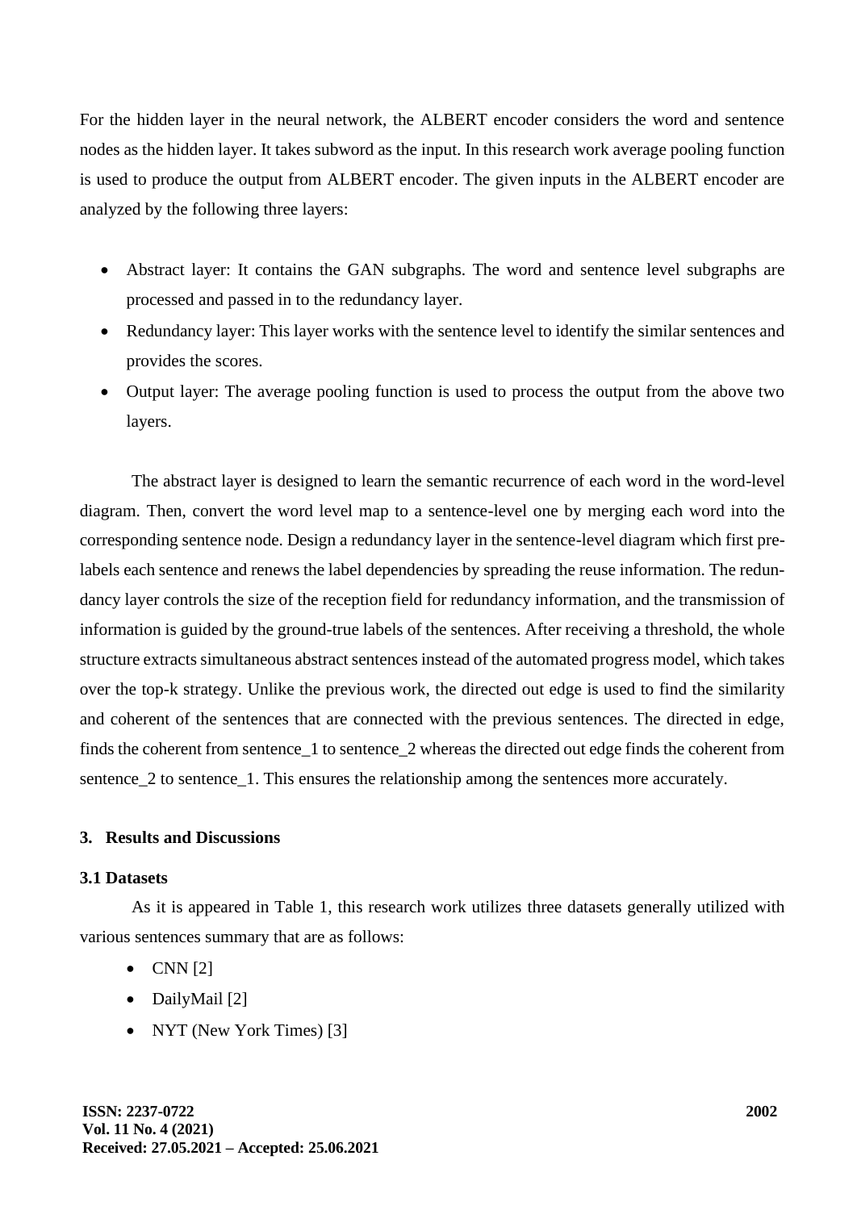For the hidden layer in the neural network, the ALBERT encoder considers the word and sentence nodes as the hidden layer. It takes subword as the input. In this research work average pooling function is used to produce the output from ALBERT encoder. The given inputs in the ALBERT encoder are analyzed by the following three layers:

- Abstract layer: It contains the GAN subgraphs. The word and sentence level subgraphs are processed and passed in to the redundancy layer.
- Redundancy layer: This layer works with the sentence level to identify the similar sentences and provides the scores.
- Output layer: The average pooling function is used to process the output from the above two layers.

The abstract layer is designed to learn the semantic recurrence of each word in the word-level diagram. Then, convert the word level map to a sentence-level one by merging each word into the corresponding sentence node. Design a redundancy layer in the sentence-level diagram which first pre-labels each sentence and renews the label dependencies by spreading the reuse information. The redundancy layer controls the size of the reception field for redundancy information, and the transmission of information is guided by the ground-true labels of the sentences. After receiving a threshold, the whole structure extracts simultaneous abstract sentences instead of the automated progress model, which takes over the top-k strategy. Unlike the previous work, the directed out edge is used to find the similarity and coherent of the sentences that are connected with the previous sentences. The directed in edge, finds the coherent from sentence_1 to sentence_2 whereas the directed out edge finds the coherent from sentence_2 to sentence_1. This ensures the relationship among the sentences more accurately.

## 3. Results and Discussions

### 3.1 Datasets

As it is appeared in Table 1, this research work utilizes three datasets generally utilized with various sentences summary that are as follows:

- CNN [2]
- DailyMail [2]
- NYT (New York Times) [3]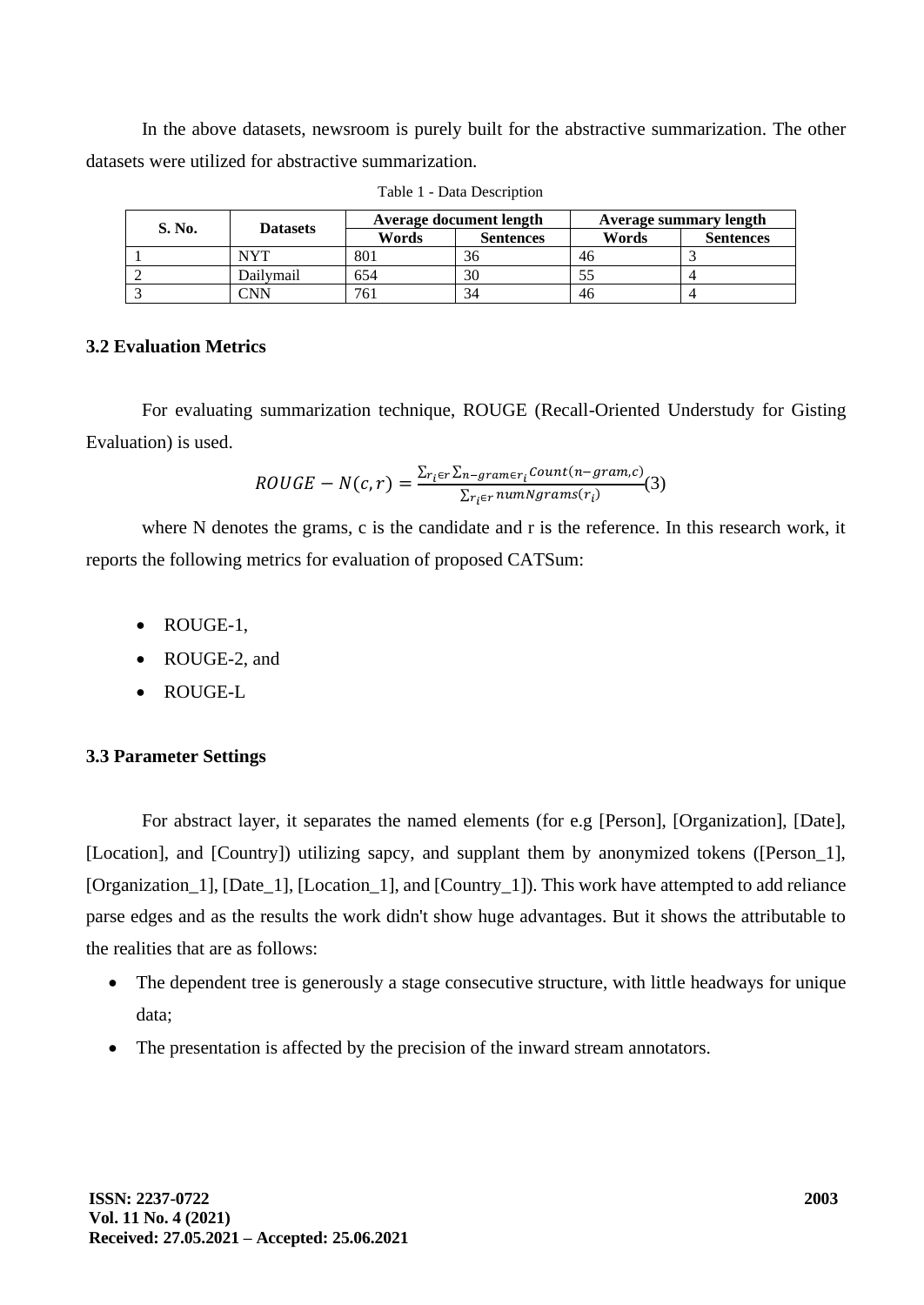In the above datasets, newsroom is purely built for the abstractive summarization. The other datasets were utilized for abstractive summarization.

Table 1 - Data Description

| S. No. | Datasets | Average document length | | Average summary length | |
|---|---|---|---|---|---|
| | | Words | Sentences | Words | Sentences |
| 1 | NYT | 801 | 36 | 46 | 3 |
| 2 | Dailymail | 654 | 30 | 55 | 4 |
| 3 | CNN | 761 | 34 | 46 | 4 |

### 3.2 Evaluation Metrics

For evaluating summarization technique, ROUGE (Recall-Oriented Understudy for Gisting Evaluation) is used.

$$ROUGE - N(c, r) = \frac{\sum_{r_i \in r} \sum_{n-gram \in r_i} Count(n-gram, c)}{\sum_{r_i \in r} numNgrams(r_i)} \quad (3)$$

where N denotes the grams, c is the candidate and r is the reference. In this research work, it reports the following metrics for evaluation of proposed CATSum:

- ROUGE-1,
- ROUGE-2, and
- ROUGE-L

### 3.3 Parameter Settings

For abstract layer, it separates the named elements (for e.g [Person], [Organization], [Date], [Location], and [Country]) utilizing sapcy, and supplant them by anonymized tokens ([Person_1], [Organization_1], [Date_1], [Location_1], and [Country_1]). This work have attempted to add reliance parse edges and as the results the work didn't show huge advantages. But it shows the attributable to the realities that are as follows:

- The dependent tree is generously a stage consecutive structure, with little headways for unique data;
- The presentation is affected by the precision of the inward stream annotators.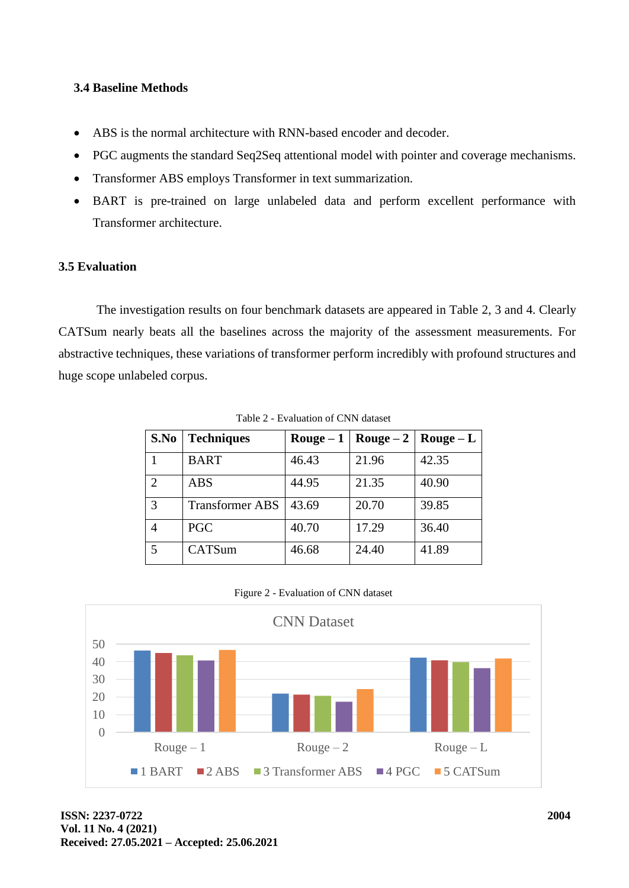### 3.4 Baseline Methods

- ABS is the normal architecture with RNN-based encoder and decoder.
- PGC augments the standard Seq2Seq attentional model with pointer and coverage mechanisms.
- Transformer ABS employs Transformer in text summarization.
- BART is pre-trained on large unlabeled data and perform excellent performance with Transformer architecture.

### 3.5 Evaluation

The investigation results on four benchmark datasets are appeared in Table 2, 3 and 4. Clearly CATSum nearly beats all the baselines across the majority of the assessment measurements. For abstractive techniques, these variations of transformer perform incredibly with profound structures and huge scope unlabeled corpus.

Table 2 - Evaluation of CNN dataset

| S.No | Techniques | Rouge – 1 | Rouge – 2 | Rouge – L |
|---|---|---|---|---|
| 1 | BART | 46.43 | 21.96 | 42.35 |
| 2 | ABS | 44.95 | 21.35 | 40.90 |
| 3 | Transformer ABS | 43.69 | 20.70 | 39.85 |
| 4 | PGC | 40.70 | 17.29 | 36.40 |
| 5 | CATSum | 46.68 | 24.40 | 41.89 |

Figure 2 - Evaluation of CNN dataset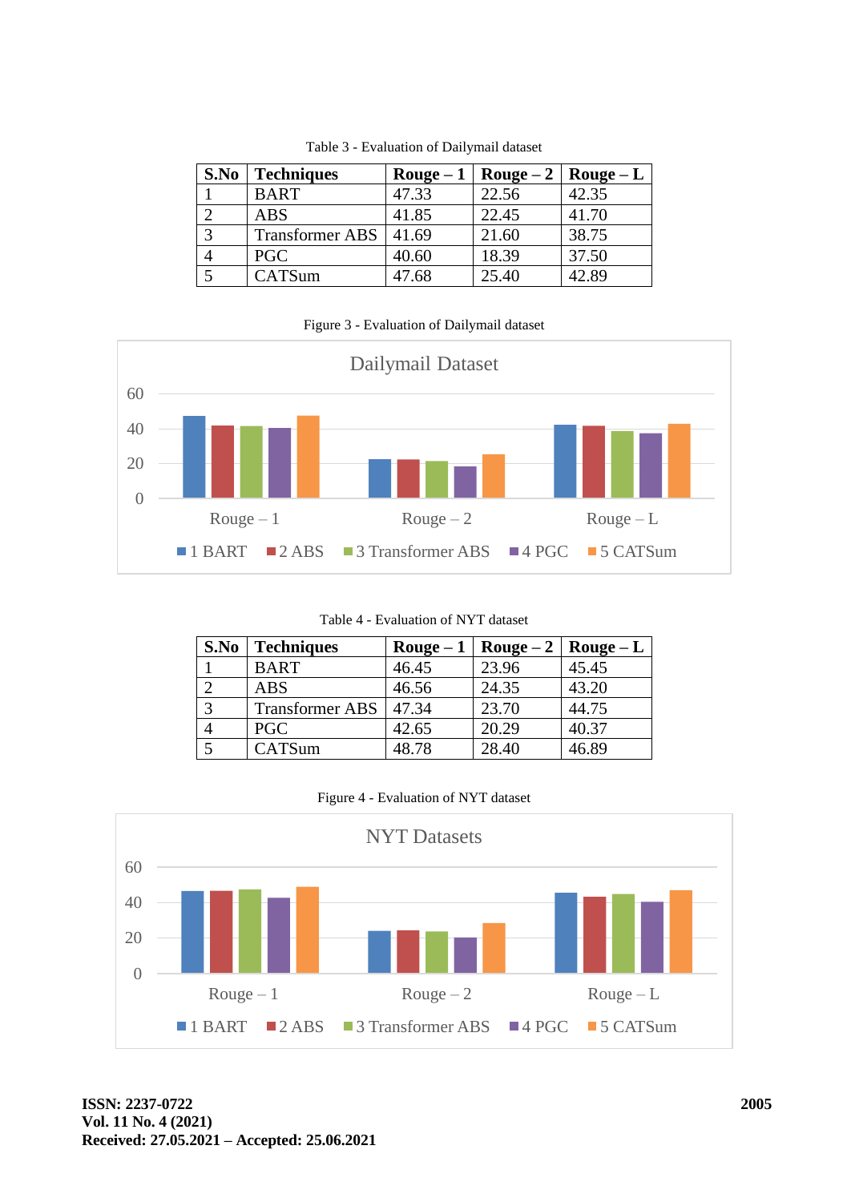Table 3 - Evaluation of Dailymail dataset

| S.No | Techniques | Rouge – 1 | Rouge – 2 | Rouge – L |
|---|---|---|---|---|
| 1 | BART | 47.33 | 22.56 | 42.35 |
| 2 | ABS | 41.85 | 22.45 | 41.70 |
| 3 | Transformer ABS | 41.69 | 21.60 | 38.75 |
| 4 | PGC | 40.60 | 18.39 | 37.50 |
| 5 | CATSum | 47.68 | 25.40 | 42.89 |

Figure 3 - Evaluation of Dailymail dataset

Table 4 - Evaluation of NYT dataset

| S.No | Techniques | Rouge – 1 | Rouge – 2 | Rouge – L |
|---|---|---|---|---|
| 1 | BART | 46.45 | 23.96 | 45.45 |
| 2 | ABS | 46.56 | 24.35 | 43.20 |
| 3 | Transformer ABS | 47.34 | 23.70 | 44.75 |
| 4 | PGC | 42.65 | 20.29 | 40.37 |
| 5 | CATSum | 48.78 | 28.40 | 46.89 |

Figure 4 - Evaluation of NYT dataset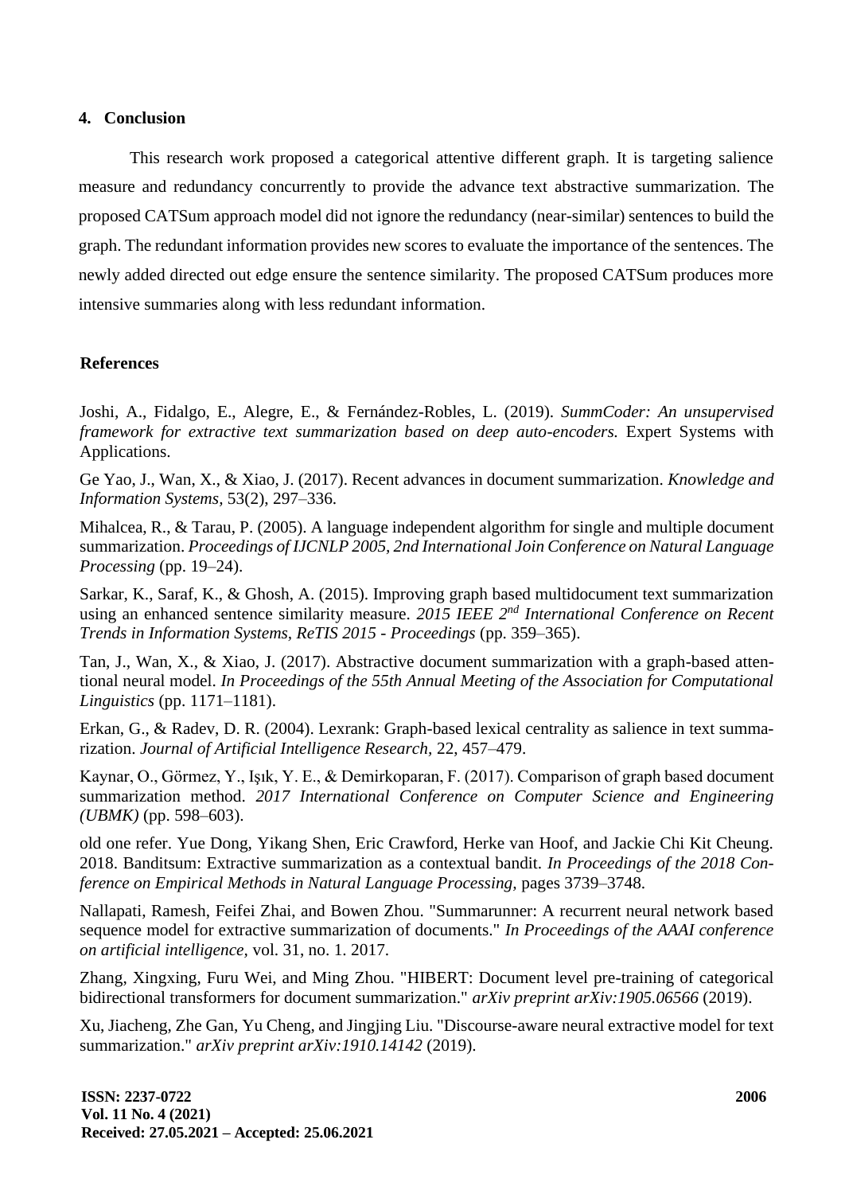## 4. Conclusion

This research work proposed a categorical attentive different graph. It is targeting salience measure and redundancy concurrently to provide the advance text abstractive summarization. The proposed CATSum approach model did not ignore the redundancy (near-similar) sentences to build the graph. The redundant information provides new scores to evaluate the importance of the sentences. The newly added directed out edge ensure the sentence similarity. The proposed CATSum produces more intensive summaries along with less redundant information.

## References

Joshi, A., Fidalgo, E., Alegre, E., & Fernández-Robles, L. (2019). *SummCoder: An unsupervised framework for extractive text summarization based on deep auto-encoders.* Expert Systems with Applications.

Ge Yao, J., Wan, X., & Xiao, J. (2017). Recent advances in document summarization. *Knowledge and Information Systems,* 53(2), 297–336.

Mihalcea, R., & Tarau, P. (2005). A language independent algorithm for single and multiple document summarization. *Proceedings of IJCNLP 2005, 2nd International Join Conference on Natural Language Processing* (pp. 19–24).

Sarkar, K., Saraf, K., & Ghosh, A. (2015). Improving graph based multidocument text summarization using an enhanced sentence similarity measure. *2015 IEEE 2nd International Conference on Recent Trends in Information Systems, ReTIS 2015 - Proceedings* (pp. 359–365).

Tan, J., Wan, X., & Xiao, J. (2017). Abstractive document summarization with a graph-based attentional neural model. *In Proceedings of the 55th Annual Meeting of the Association for Computational Linguistics* (pp. 1171–1181).

Erkan, G., & Radev, D. R. (2004). Lexrank: Graph-based lexical centrality as salience in text summarization. *Journal of Artificial Intelligence Research,* 22, 457–479.

Kaynar, O., Görmez, Y., Işık, Y. E., & Demirkoparan, F. (2017). Comparison of graph based document summarization method. *2017 International Conference on Computer Science and Engineering (UBMK)* (pp. 598–603).

old one refer. Yue Dong, Yikang Shen, Eric Crawford, Herke van Hoof, and Jackie Chi Kit Cheung. 2018. Banditsum: Extractive summarization as a contextual bandit. *In Proceedings of the 2018 Conference on Empirical Methods in Natural Language Processing,* pages 3739–3748.

Nallapati, Ramesh, Feifei Zhai, and Bowen Zhou. "Summarunner: A recurrent neural network based sequence model for extractive summarization of documents." *In Proceedings of the AAAI conference on artificial intelligence,* vol. 31, no. 1. 2017.

Zhang, Xingxing, Furu Wei, and Ming Zhou. "HIBERT: Document level pre-training of categorical bidirectional transformers for document summarization." *arXiv preprint arXiv:1905.06566* (2019).

Xu, Jiacheng, Zhe Gan, Yu Cheng, and Jingjing Liu. "Discourse-aware neural extractive model for text summarization." *arXiv preprint arXiv:1910.14142* (2019).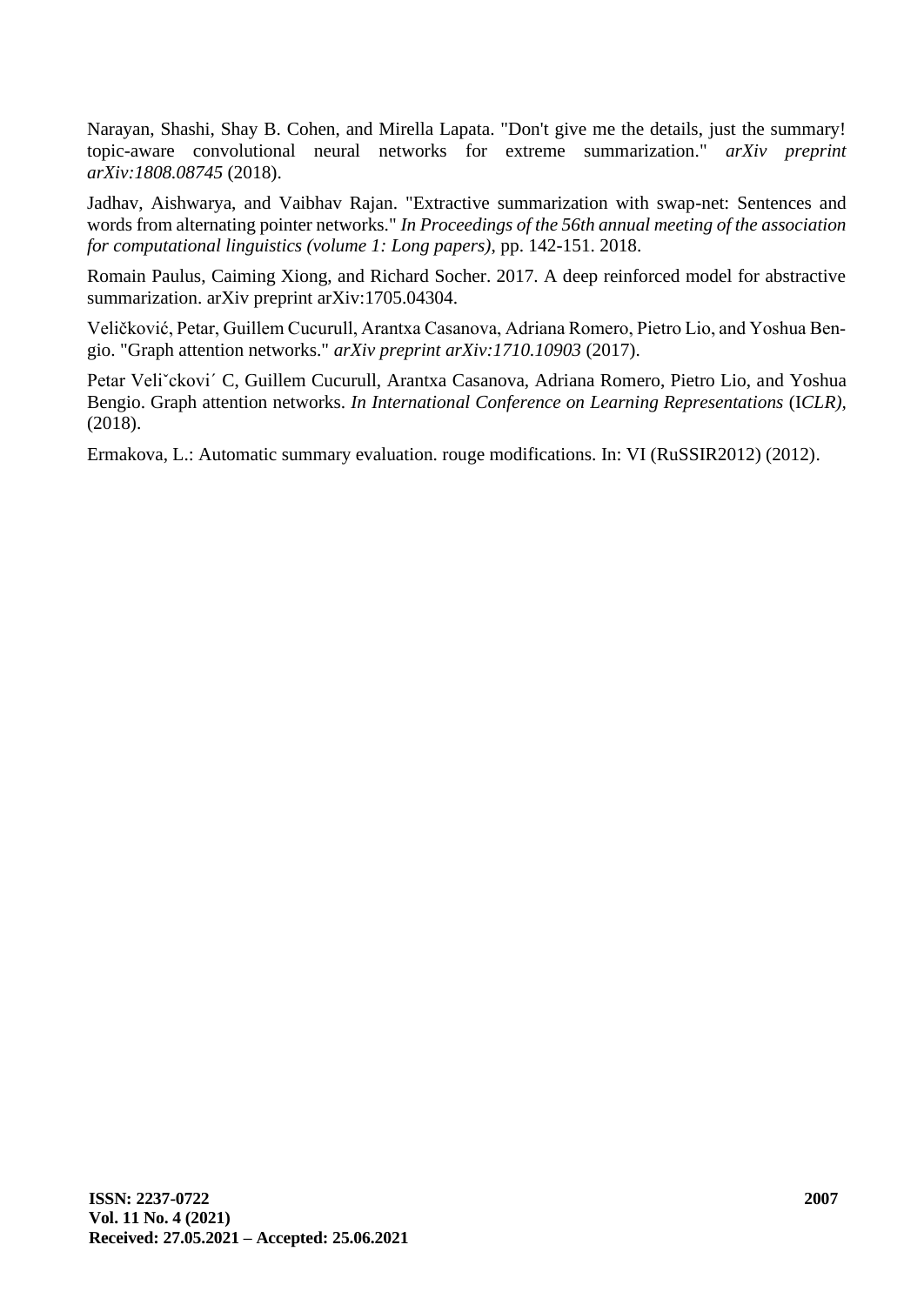Narayan, Shashi, Shay B. Cohen, and Mirella Lapata. "Don't give me the details, just the summary! topic-aware convolutional neural networks for extreme summarization." *arXiv preprint arXiv:1808.08745* (2018).

Jadhav, Aishwarya, and Vaibhav Rajan. "Extractive summarization with swap-net: Sentences and words from alternating pointer networks." *In Proceedings of the 56th annual meeting of the association for computational linguistics (volume 1: Long papers)*, pp. 142-151. 2018.

Romain Paulus, Caiming Xiong, and Richard Socher. 2017. A deep reinforced model for abstractive summarization. arXiv preprint arXiv:1705.04304.

Veličković, Petar, Guillem Cucurull, Arantxa Casanova, Adriana Romero, Pietro Lio, and Yoshua Bengio. "Graph attention networks." *arXiv preprint arXiv:1710.10903* (2017).

Petar Veli˘ckovi´ C, Guillem Cucurull, Arantxa Casanova, Adriana Romero, Pietro Lio, and Yoshua Bengio. Graph attention networks. *In International Conference on Learning Representations* (I*CLR),* (2018).

Ermakova, L.: Automatic summary evaluation. rouge modifications. In: VI (RuSSIR2012) (2012).